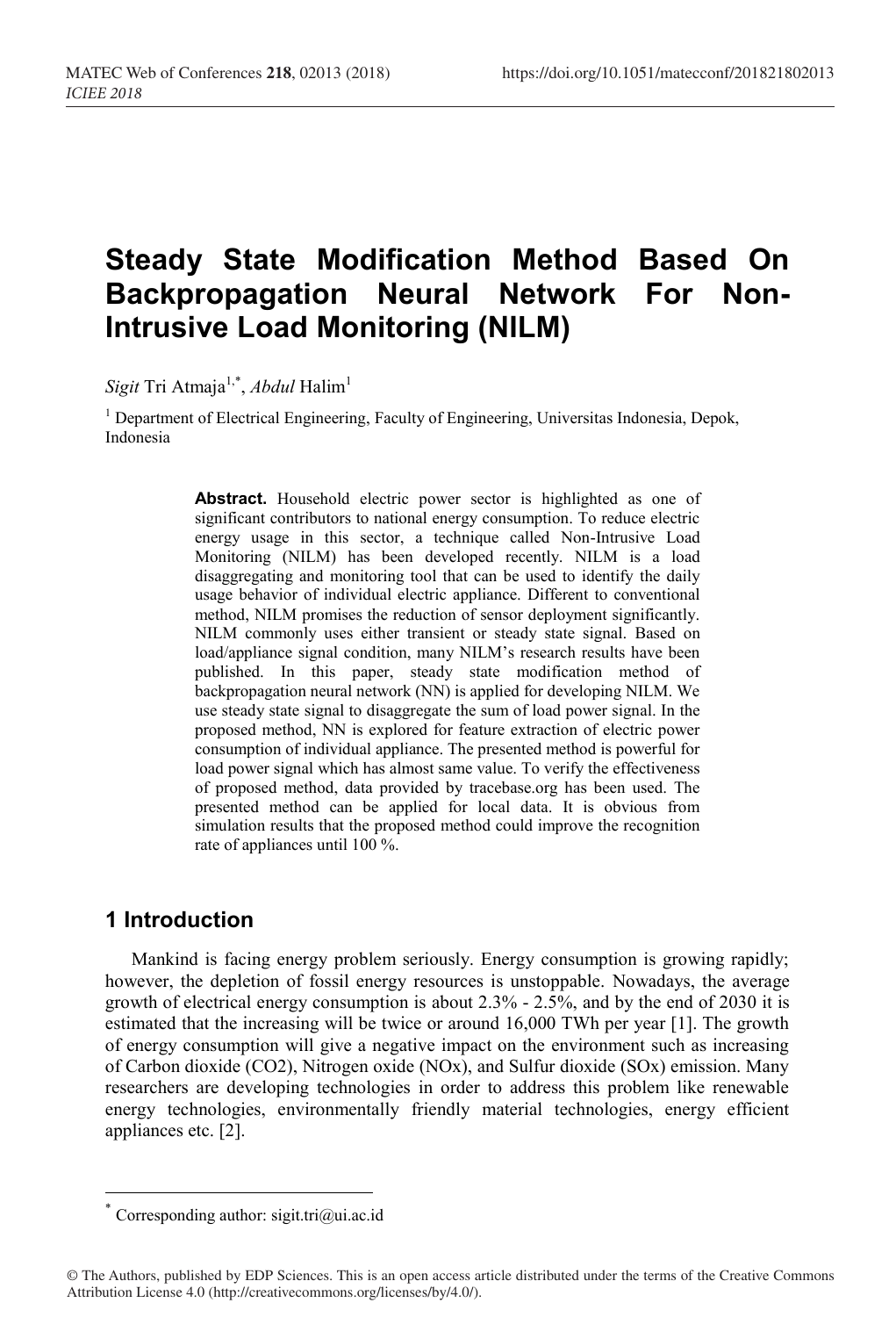# Steady State Modification Method Based On Backpropagation Neural Network For Non-Intrusive Load Monitoring (NILM)

*Sigit* Tri Atmaja[1,*], *Abdul* Halim[1]

[1] Department of Electrical Engineering, Faculty of Engineering, Universitas Indonesia, Depok, Indonesia

**Abstract.** Household electric power sector is highlighted as one of significant contributors to national energy consumption. To reduce electric energy usage in this sector, a technique called Non-Intrusive Load Monitoring (NILM) has been developed recently. NILM is a load disaggregating and monitoring tool that can be used to identify the daily usage behavior of individual electric appliance. Different to conventional method, NILM promises the reduction of sensor deployment significantly. NILM commonly uses either transient or steady state signal. Based on load/appliance signal condition, many NILM's research results have been published. In this paper, steady state modification method of backpropagation neural network (NN) is applied for developing NILM. We use steady state signal to disaggregate the sum of load power signal. In the proposed method, NN is explored for feature extraction of electric power consumption of individual appliance. The presented method is powerful for load power signal which has almost same value. To verify the effectiveness of proposed method, data provided by tracebase.org has been used. The presented method can be applied for local data. It is obvious from simulation results that the proposed method could improve the recognition rate of appliances until 100 %.

## 1 Introduction

Mankind is facing energy problem seriously. Energy consumption is growing rapidly; however, the depletion of fossil energy resources is unstoppable. Nowadays, the average growth of electrical energy consumption is about 2.3% - 2.5%, and by the end of 2030 it is estimated that the increasing will be twice or around 16,000 TWh per year [1]. The growth of energy consumption will give a negative impact on the environment such as increasing of Carbon dioxide ($CO_2$), Nitrogen oxide ($NO_x$), and Sulfur dioxide ($SO_x$) emission. Many researchers are developing technologies in order to address this problem like renewable energy technologies, environmentally friendly material technologies, energy efficient appliances etc. [2].

* Corresponding author: sigit.tri@ui.ac.id

© The Authors, published by EDP Sciences. This is an open access article distributed under the terms of the Creative Commons Attribution License 4.0 (http://creativecommons.org/licenses/by/4.0/).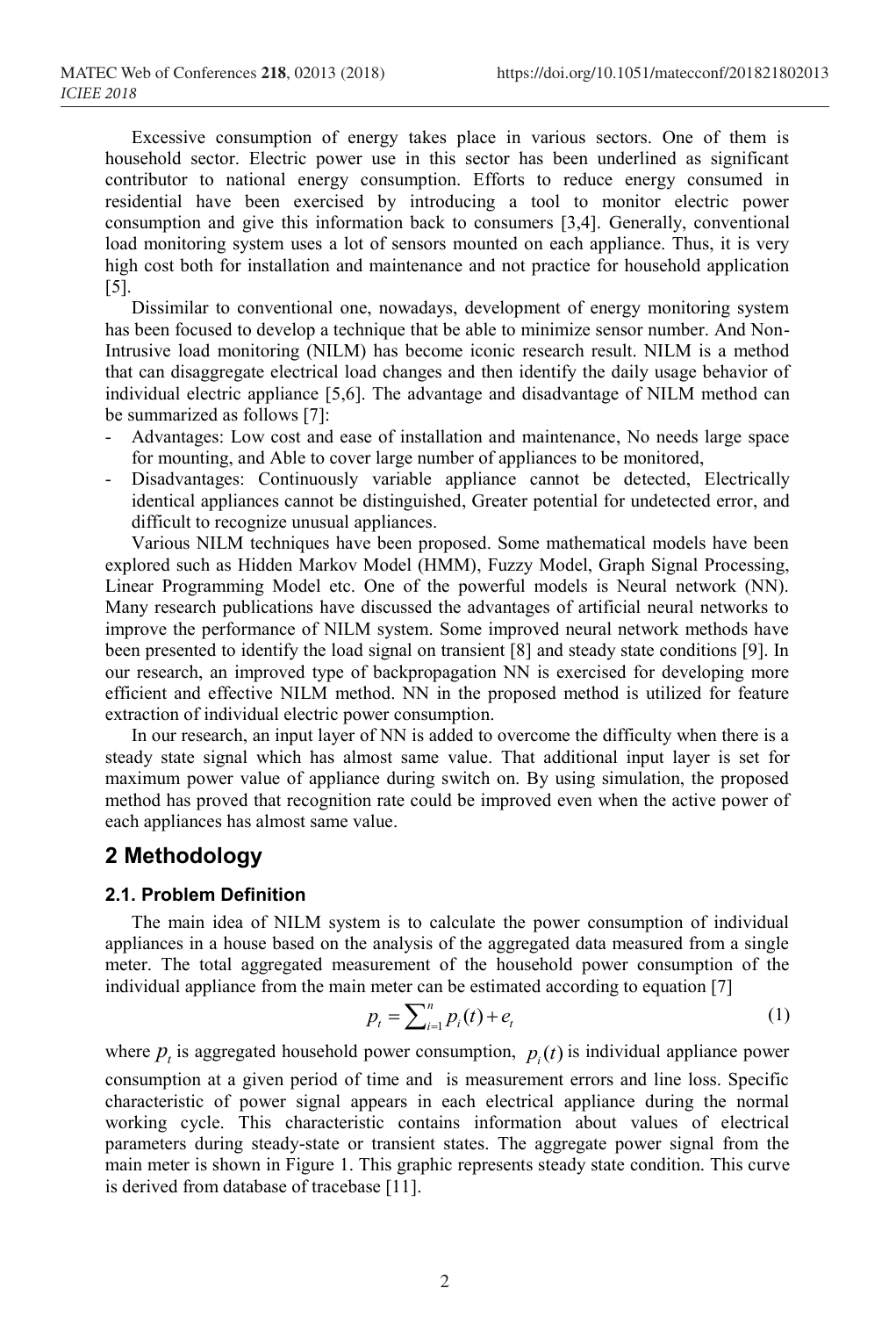Excessive consumption of energy takes place in various sectors. One of them is household sector. Electric power use in this sector has been underlined as significant contributor to national energy consumption. Efforts to reduce energy consumed in residential have been exercised by introducing a tool to monitor electric power consumption and give this information back to consumers [3,4]. Generally, conventional load monitoring system uses a lot of sensors mounted on each appliance. Thus, it is very high cost both for installation and maintenance and not practice for household application [5].

Dissimilar to conventional one, nowadays, development of energy monitoring system has been focused to develop a technique that be able to minimize sensor number. And Non-Intrusive load monitoring (NILM) has become iconic research result. NILM is a method that can disaggregate electrical load changes and then identify the daily usage behavior of individual electric appliance [5,6]. The advantage and disadvantage of NILM method can be summarized as follows [7]:

- Advantages: Low cost and ease of installation and maintenance, No needs large space for mounting, and Able to cover large number of appliances to be monitored,
- Disadvantages: Continuously variable appliance cannot be detected, Electrically identical appliances cannot be distinguished, Greater potential for undetected error, and difficult to recognize unusual appliances.

Various NILM techniques have been proposed. Some mathematical models have been explored such as Hidden Markov Model (HMM), Fuzzy Model, Graph Signal Processing, Linear Programming Model etc. One of the powerful models is Neural network (NN). Many research publications have discussed the advantages of artificial neural networks to improve the performance of NILM system. Some improved neural network methods have been presented to identify the load signal on transient [8] and steady state conditions [9]. In our research, an improved type of backpropagation NN is exercised for developing more efficient and effective NILM method. NN in the proposed method is utilized for feature extraction of individual electric power consumption.

In our research, an input layer of NN is added to overcome the difficulty when there is a steady state signal which has almost same value. That additional input layer is set for maximum power value of appliance during switch on. By using simulation, the proposed method has proved that recognition rate could be improved even when the active power of each appliances has almost same value.

## 2 Methodology

### 2.1. Problem Definition

The main idea of NILM system is to calculate the power consumption of individual appliances in a house based on the analysis of the aggregated data measured from a single meter. The total aggregated measurement of the household power consumption of the individual appliance from the main meter can be estimated according to equation [7]

$$p_t = \sum_{i=1}^{n} p_i(t) + e_t \tag{1}$$

where $p_t$ is aggregated household power consumption, $p_i(t)$ is individual appliance power consumption at a given period of time and is measurement errors and line loss. Specific characteristic of power signal appears in each electrical appliance during the normal working cycle. This characteristic contains information about values of electrical parameters during steady-state or transient states. The aggregate power signal from the main meter is shown in Figure 1. This graphic represents steady state condition. This curve is derived from database of tracebase [11].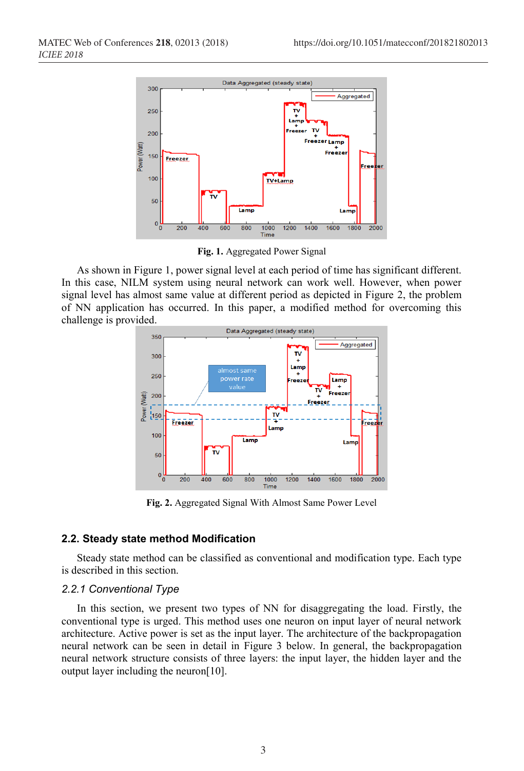**Fig. 1.** Aggregated Power Signal

As shown in Figure 1, power signal level at each period of time has significant different. In this case, NILM system using neural network can work well. However, when power signal level has almost same value at different period as depicted in Figure 2, the problem of NN application has occurred. In this paper, a modified method for overcoming this challenge is provided.

**Fig. 2.** Aggregated Signal With Almost Same Power Level

### 2.2. Steady state method Modification

Steady state method can be classified as conventional and modification type. Each type is described in this section.

#### *2.2.1 Conventional Type*

In this section, we present two types of NN for disaggregating the load. Firstly, the conventional type is urged. This method uses one neuron on input layer of neural network architecture. Active power is set as the input layer. The architecture of the backpropagation neural network can be seen in detail in Figure 3 below. In general, the backpropagation neural network structure consists of three layers: the input layer, the hidden layer and the output layer including the neuron[10].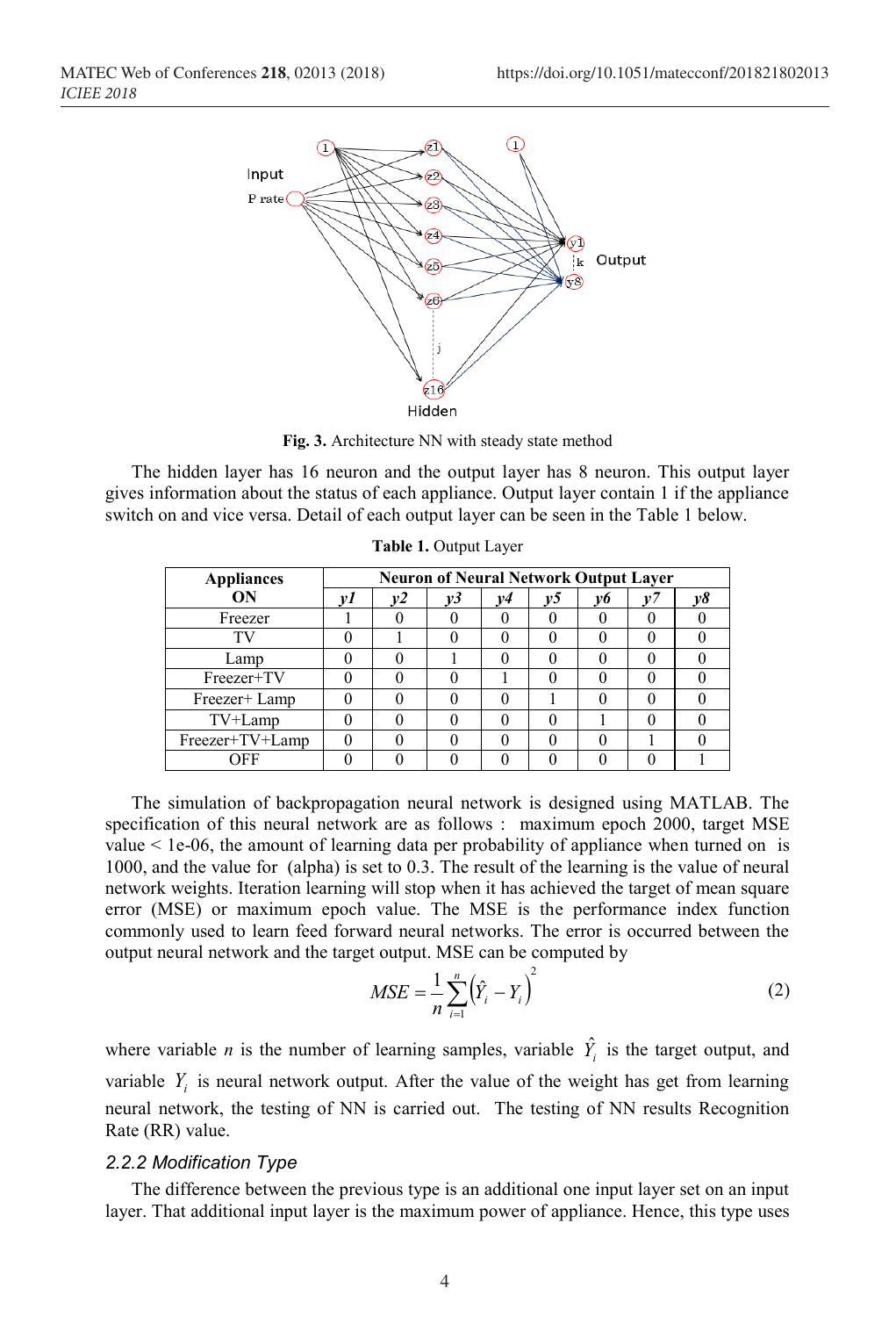Fig. 3. Architecture NN with steady state method

The hidden layer has 16 neuron and the output layer has 8 neuron. This output layer gives information about the status of each appliance. Output layer contain 1 if the appliance switch on and vice versa. Detail of each output layer can be seen in the Table 1 below.

**Table 1.** Output Layer

| Appliances ON | Neuron of Neural Network Output Layer | | | | | | | |
|---|---|---|---|---|---|---|---|---|
| | *y1* | *y2* | *y3* | *y4* | *y5* | *y6* | *y7* | *y8* |
| Freezer | 1 | 0 | 0 | 0 | 0 | 0 | 0 | 0 |
| TV | 0 | 1 | 0 | 0 | 0 | 0 | 0 | 0 |
| Lamp | 0 | 0 | 1 | 0 | 0 | 0 | 0 | 0 |
| Freezer+TV | 0 | 0 | 0 | 1 | 0 | 0 | 0 | 0 |
| Freezer+ Lamp | 0 | 0 | 0 | 0 | 1 | 0 | 0 | 0 |
| TV+Lamp | 0 | 0 | 0 | 0 | 0 | 1 | 0 | 0 |
| Freezer+TV+Lamp | 0 | 0 | 0 | 0 | 0 | 0 | 1 | 0 |
| OFF | 0 | 0 | 0 | 0 | 0 | 0 | 0 | 1 |

The simulation of backpropagation neural network is designed using MATLAB. The specification of this neural network are as follows : maximum epoch 2000, target MSE value < 1e-06, the amount of learning data per probability of appliance when turned on is 1000, and the value for (alpha) is set to 0.3. The result of the learning is the value of neural network weights. Iteration learning will stop when it has achieved the target of mean square error (MSE) or maximum epoch value. The MSE is the performance index function commonly used to learn feed forward neural networks. The error is occurred between the output neural network and the target output. MSE can be computed by

$$MSE = \frac{1}{n}\sum_{i=1}^{n}\left(\hat{Y}_i - Y_i\right)^2 \tag{2}$$

where variable $n$ is the number of learning samples, variable $\hat{Y}_i$ is the target output, and variable $Y_i$ is neural network output. After the value of the weight has get from learning neural network, the testing of NN is carried out. The testing of NN results Recognition Rate (RR) value.

### 2.2.2 Modification Type

The difference between the previous type is an additional one input layer set on an input layer. That additional input layer is the maximum power of appliance. Hence, this type uses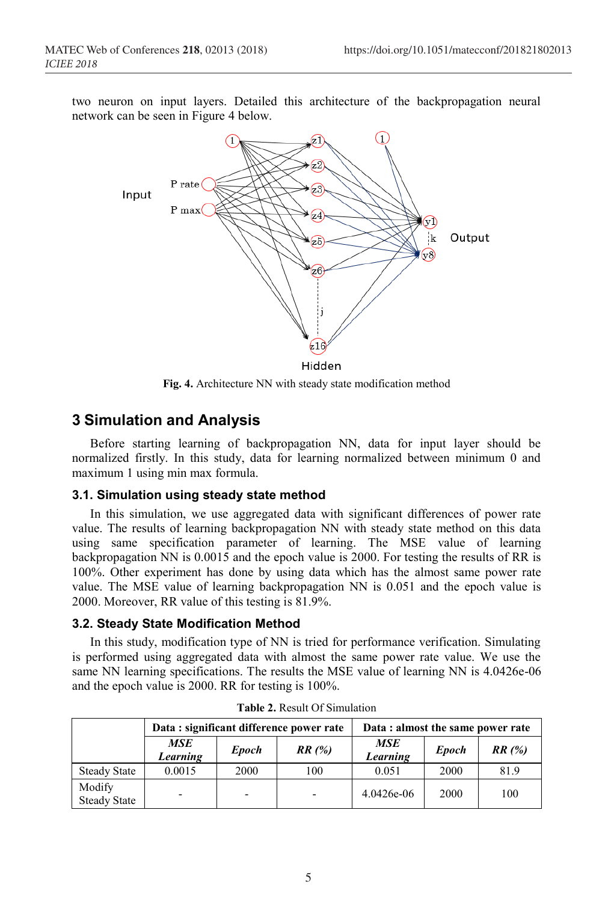two neuron on input layers. Detailed this architecture of the backpropagation neural network can be seen in Figure 4 below.

**Fig. 4.** Architecture NN with steady state modification method

## 3 Simulation and Analysis

Before starting learning of backpropagation NN, data for input layer should be normalized firstly. In this study, data for learning normalized between minimum 0 and maximum 1 using min max formula.

### 3.1. Simulation using steady state method

In this simulation, we use aggregated data with significant differences of power rate value. The results of learning backpropagation NN with steady state method on this data using same specification parameter of learning. The MSE value of learning backpropagation NN is 0.0015 and the epoch value is 2000. For testing the results of RR is 100%. Other experiment has done by using data which has the almost same power rate value. The MSE value of learning backpropagation NN is 0.051 and the epoch value is 2000. Moreover, RR value of this testing is 81.9%.

### 3.2. Steady State Modification Method

In this study, modification type of NN is tried for performance verification. Simulating is performed using aggregated data with almost the same power rate value. We use the same NN learning specifications. The results the MSE value of learning NN is 4.0426e-06 and the epoch value is 2000. RR for testing is 100%.

**Table 2.** Result Of Simulation

| | **Data : significant difference power rate** | | | **Data : almost the same power rate** | | |
|---|---|---|---|---|---|---|
| | ***MSE Learning*** | ***Epoch*** | ***RR (%)*** | ***MSE Learning*** | ***Epoch*** | ***RR (%)*** |
| Steady State | 0.0015 | 2000 | 100 | 0.051 | 2000 | 81.9 |
| Modify Steady State | - | - | - | 4.0426e-06 | 2000 | 100 |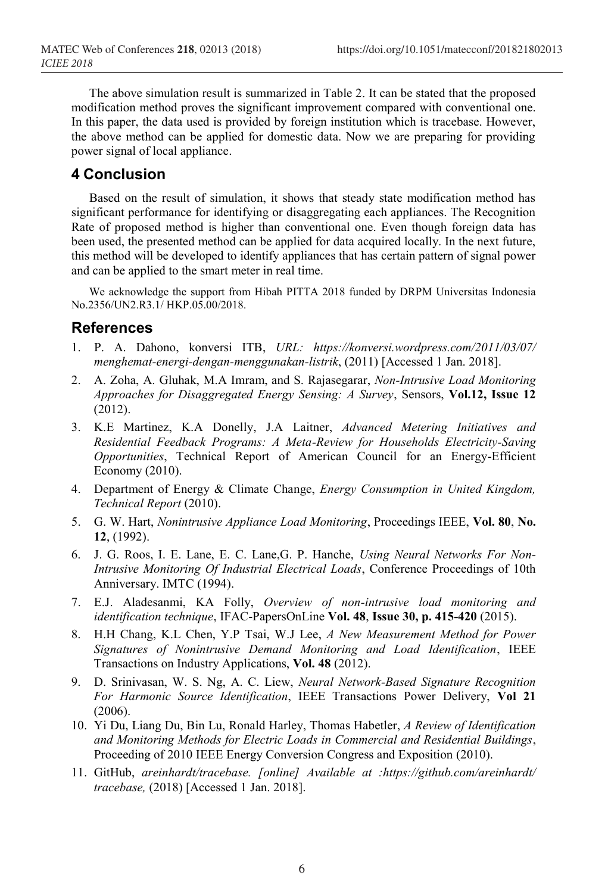The above simulation result is summarized in Table 2. It can be stated that the proposed modification method proves the significant improvement compared with conventional one. In this paper, the data used is provided by foreign institution which is tracebase. However, the above method can be applied for domestic data. Now we are preparing for providing power signal of local appliance.

## 4 Conclusion

Based on the result of simulation, it shows that steady state modification method has significant performance for identifying or disaggregating each appliances. The Recognition Rate of proposed method is higher than conventional one. Even though foreign data has been used, the presented method can be applied for data acquired locally. In the next future, this method will be developed to identify appliances that has certain pattern of signal power and can be applied to the smart meter in real time.

We acknowledge the support from Hibah PITTA 2018 funded by DRPM Universitas Indonesia No.2356/UN2.R3.1/ HKP.05.00/2018.

## References

1. P. A. Dahono, konversi ITB, *URL: https://konversi.wordpress.com/2011/03/07/menghemat-energi-dengan-menggunakan-listrik*, (2011) [Accessed 1 Jan. 2018].
2. A. Zoha, A. Gluhak, M.A Imram, and S. Rajasegarar, *Non-Intrusive Load Monitoring Approaches for Disaggregated Energy Sensing: A Survey*, Sensors, **Vol.12, Issue 12** (2012).
3. K.E Martinez, K.A Donelly, J.A Laitner, *Advanced Metering Initiatives and Residential Feedback Programs: A Meta-Review for Households Electricity-Saving Opportunities*, Technical Report of American Council for an Energy-Efficient Economy (2010).
4. Department of Energy & Climate Change, *Energy Consumption in United Kingdom, Technical Report* (2010).
5. G. W. Hart, *Nonintrusive Appliance Load Monitoring*, Proceedings IEEE, **Vol. 80**, **No. 12**, (1992).
6. J. G. Roos, I. E. Lane, E. C. Lane,G. P. Hanche, *Using Neural Networks For Non-Intrusive Monitoring Of Industrial Electrical Loads*, Conference Proceedings of 10th Anniversary. IMTC (1994).
7. E.J. Aladesanmi, KA Folly, *Overview of non-intrusive load monitoring and identification technique*, IFAC-PapersOnLine **Vol. 48**, **Issue 30, p. 415-420** (2015).
8. H.H Chang, K.L Chen, Y.P Tsai, W.J Lee, *A New Measurement Method for Power Signatures of Nonintrusive Demand Monitoring and Load Identification*, IEEE Transactions on Industry Applications, **Vol. 48** (2012).
9. D. Srinivasan, W. S. Ng, A. C. Liew, *Neural Network-Based Signature Recognition For Harmonic Source Identification*, IEEE Transactions Power Delivery, **Vol 21** (2006).
10. Yi Du, Liang Du, Bin Lu, Ronald Harley, Thomas Habetler, *A Review of Identification and Monitoring Methods for Electric Loads in Commercial and Residential Buildings*, Proceeding of 2010 IEEE Energy Conversion Congress and Exposition (2010).
11. GitHub, *areinhardt/tracebase. [online] Available at :https://github.com/areinhardt/tracebase,* (2018) [Accessed 1 Jan. 2018].